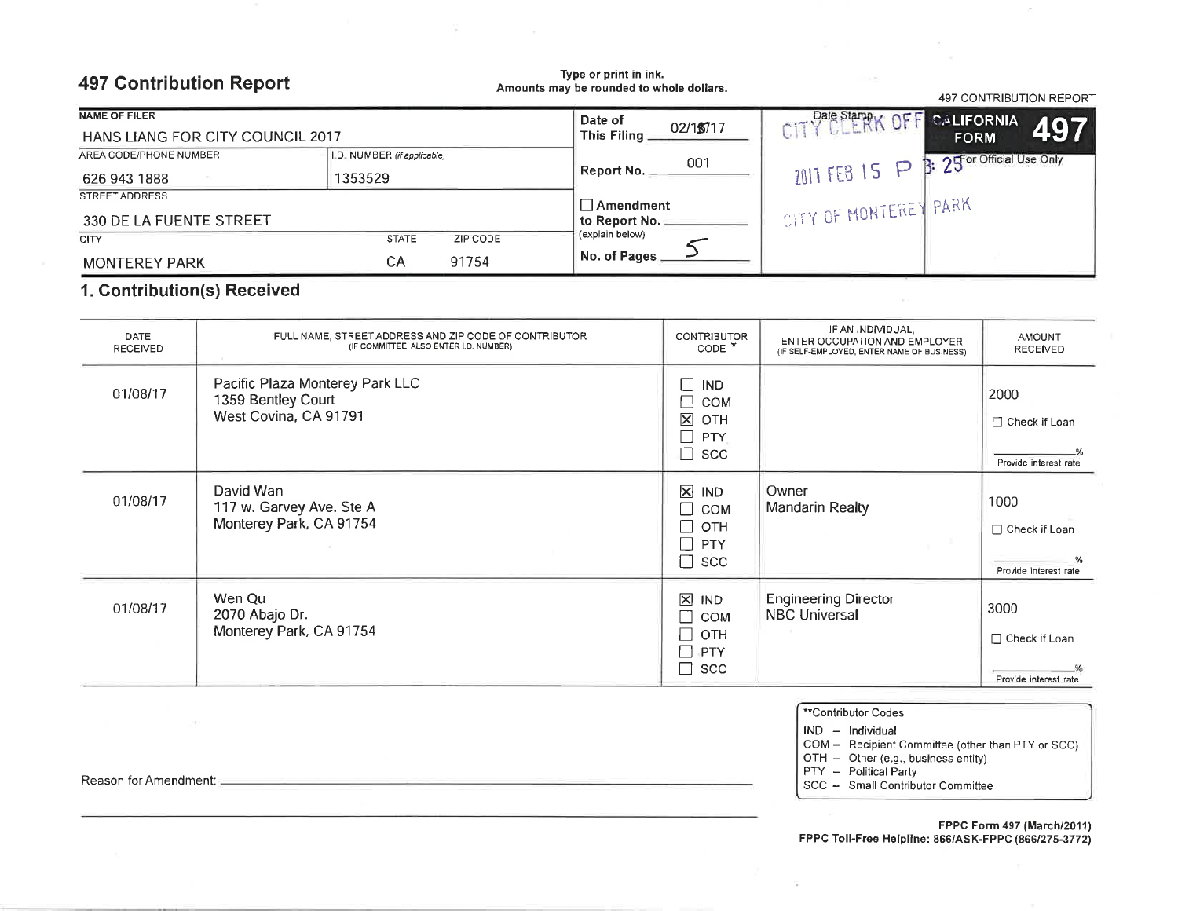# 497 Contribution Report

**Type or print in ink.**
**Amounts may be rounded to whole dollars.**

497 CONTRIBUTION REPORT

| NAME OF FILER | | | | Date Stamp | CALIFORNIA FORM **497** |
|---|---|---|---|---|---|
| HANS LIANG FOR CITY COUNCIL 2017 | | | Date of This Filing: 02/15/17 | CITY CLERK OFF | For Official Use Only |
| AREA CODE/PHONE NUMBER: 626 943 1888 | I.D. NUMBER (if applicable): 1353529 | | Report No.: 001 | 2017 FEB 15 P 3:25 | |
| STREET ADDRESS: 330 DE LA FUENTE STREET | | | ☐ Amendment to Report No. ______ (explain below) | CITY OF MONTEREY PARK | |
| CITY: MONTEREY PARK | STATE: CA | ZIP CODE: 91754 | No. of Pages: 5 | | |

## 1. Contribution(s) Received

| DATE RECEIVED | FULL NAME, STREET ADDRESS AND ZIP CODE OF CONTRIBUTOR (IF COMMITTEE, ALSO ENTER I.D. NUMBER) | CONTRIBUTOR CODE * | IF AN INDIVIDUAL, ENTER OCCUPATION AND EMPLOYER (IF SELF-EMPLOYED, ENTER NAME OF BUSINESS) | AMOUNT RECEIVED |
|---|---|---|---|---|
| 01/08/17 | Pacific Plaza Monterey Park LLC<br>1359 Bentley Court<br>West Covina, CA 91791 | ☐ IND<br>☐ COM<br>☒ OTH<br>☐ PTY<br>☐ SCC | | 2000<br>☐ Check if Loan<br>____% Provide interest rate |
| 01/08/17 | David Wan<br>117 w. Garvey Ave. Ste A<br>Monterey Park, CA 91754 | ☒ IND<br>☐ COM<br>☐ OTH<br>☐ PTY<br>☐ SCC | Owner<br>Mandarin Realty | 1000<br>☐ Check if Loan<br>____% Provide interest rate |
| 01/08/17 | Wen Qu<br>2070 Abajo Dr.<br>Monterey Park, CA 91754 | ☒ IND<br>☐ COM<br>☐ OTH<br>☐ PTY<br>☐ SCC | Engineering Director<br>NBC Universal | 3000<br>☐ Check if Loan<br>____% Provide interest rate |

Reason for Amendment: ______________________________

**Contributor Codes
- IND – Individual
- COM – Recipient Committee (other than PTY or SCC)
- OTH – Other (e.g., business entity)
- PTY – Political Party
- SCC – Small Contributor Committee

**FPPC Form 497 (March/2011)**
**FPPC Toll-Free Helpline: 866/ASK-FPPC (866/275-3772)**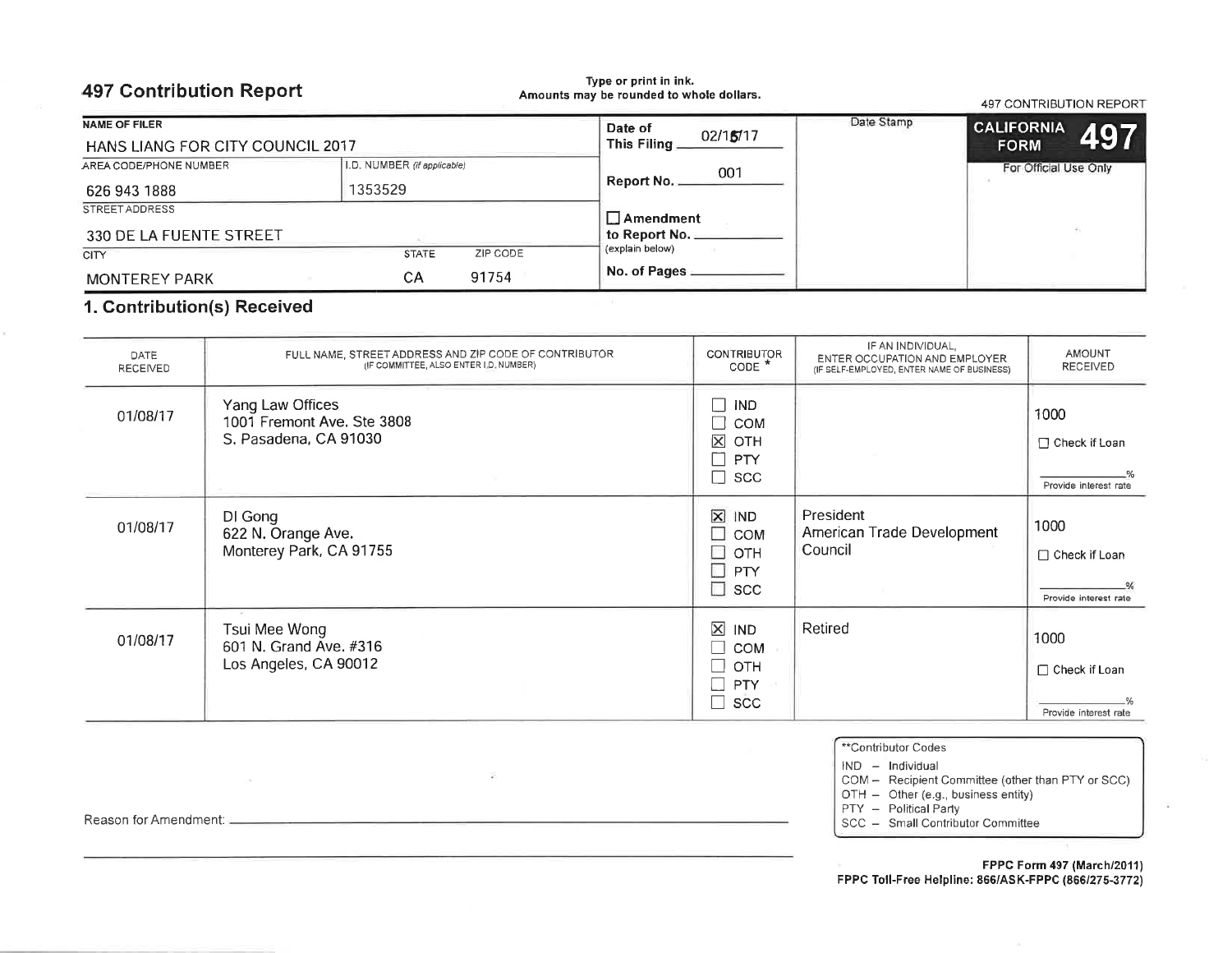# 497 Contribution Report

Type or print in ink.
Amounts may be rounded to whole dollars.

497 CONTRIBUTION REPORT

| NAME OF FILER | | | | Date Stamp | CALIFORNIA FORM 497 |
|---|---|---|---|---|---|
| HANS LIANG FOR CITY COUNCIL 2017 | | | Date of This Filing 02/15/17 | | For Official Use Only |
| AREA CODE/PHONE NUMBER: 626 943 1888 | I.D. NUMBER (if applicable): 1353529 | | Report No. 001 | | |
| STREET ADDRESS: 330 DE LA FUENTE STREET | | | ☐ Amendment to Report No. ___ (explain below) | | |
| CITY: MONTEREY PARK | STATE: CA | ZIP CODE: 91754 | No. of Pages ___ | | |

## 1. Contribution(s) Received

| DATE RECEIVED | FULL NAME, STREET ADDRESS AND ZIP CODE OF CONTRIBUTOR (IF COMMITTEE, ALSO ENTER I.D. NUMBER) | CONTRIBUTOR CODE * | IF AN INDIVIDUAL, ENTER OCCUPATION AND EMPLOYER (IF SELF-EMPLOYED, ENTER NAME OF BUSINESS) | AMOUNT RECEIVED |
|---|---|---|---|---|
| 01/08/17 | Yang Law Offices<br>1001 Fremont Ave. Ste 3808<br>S. Pasadena, CA 91030 | ☐ IND<br>☐ COM<br>☒ OTH<br>☐ PTY<br>☐ SCC | | 1000<br>☐ Check if Loan<br>___% Provide interest rate |
| 01/08/17 | DI Gong<br>622 N. Orange Ave.<br>Monterey Park, CA 91755 | ☒ IND<br>☐ COM<br>☐ OTH<br>☐ PTY<br>☐ SCC | President<br>American Trade Development Council | 1000<br>☐ Check if Loan<br>___% Provide interest rate |
| 01/08/17 | Tsui Mee Wong<br>601 N. Grand Ave. #316<br>Los Angeles, CA 90012 | ☒ IND<br>☐ COM<br>☐ OTH<br>☐ PTY<br>☐ SCC | Retired | 1000<br>☐ Check if Loan<br>___% Provide interest rate |

*Contributor Codes
- IND – Individual
- COM – Recipient Committee (other than PTY or SCC)
- OTH – Other (e.g., business entity)
- PTY – Political Party
- SCC – Small Contributor Committee

Reason for Amendment: ___

**FPPC Form 497 (March/2011)**
**FPPC Toll-Free Helpline: 866/ASK-FPPC (866/275-3772)**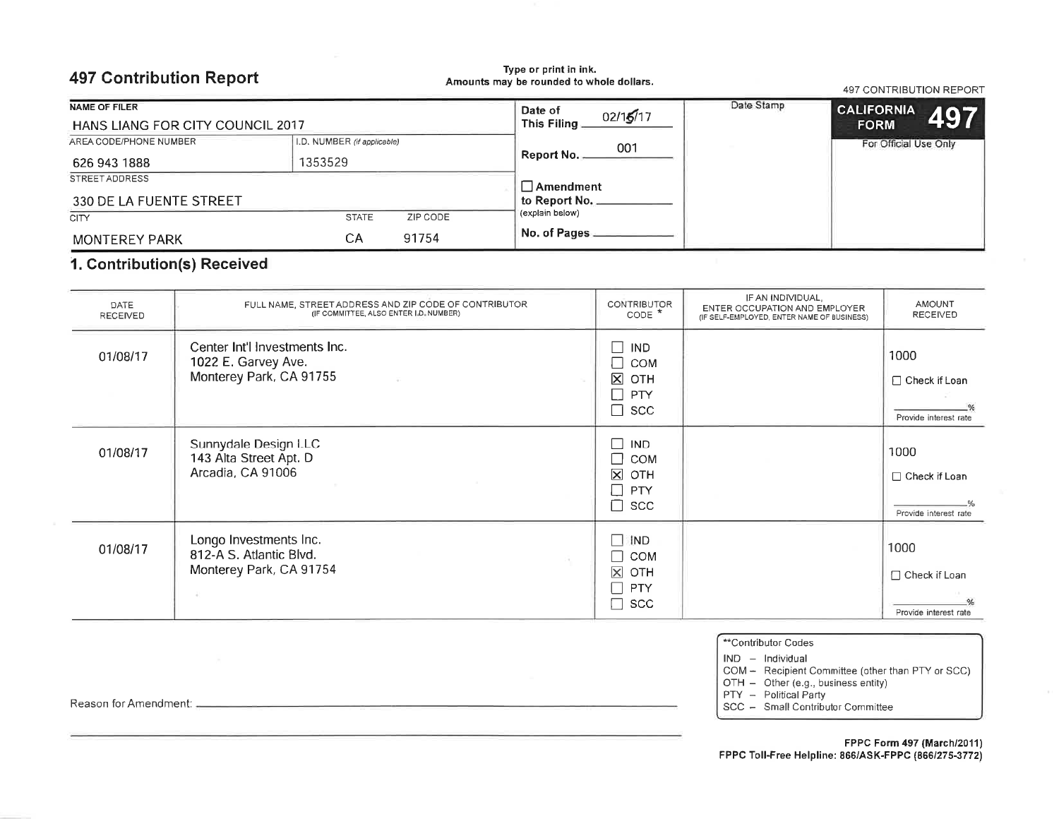# 497 Contribution Report

Type or print in ink.
Amounts may be rounded to whole dollars.

497 CONTRIBUTION REPORT

**CALIFORNIA FORM 497**

For Official Use Only

| NAME OF FILER | | | |
|---|---|---|---|
| HANS LIANG FOR CITY COUNCIL 2017 | | | |
| AREA CODE/PHONE NUMBER | I.D. NUMBER *(if applicable)* | | |
| 626 943 1888 | 1353529 | | |
| STREET ADDRESS | | | |
| 330 DE LA FUENTE STREET | | | |
| CITY | STATE | ZIP CODE | |
| MONTEREY PARK | CA | 91754 | |

**Date of This Filing** 02/15/17

**Report No.** 001

☐ **Amendment to Report No.** ____________
(explain below)

**No. of Pages** ____________

Date Stamp

## 1. Contribution(s) Received

| DATE RECEIVED | FULL NAME, STREET ADDRESS AND ZIP CODE OF CONTRIBUTOR (IF COMMITTEE, ALSO ENTER I.D. NUMBER) | CONTRIBUTOR CODE * | IF AN INDIVIDUAL, ENTER OCCUPATION AND EMPLOYER (IF SELF-EMPLOYED, ENTER NAME OF BUSINESS) | AMOUNT RECEIVED |
|---|---|---|---|---|
| 01/08/17 | Center Int'l Investments Inc.<br>1022 E. Garvey Ave.<br>Monterey Park, CA 91755 | ☐ IND<br>☐ COM<br>☒ OTH<br>☐ PTY<br>☐ SCC | | 1000<br>☐ Check if Loan<br>____% Provide interest rate |
| 01/08/17 | Sunnydale Design LLC<br>143 Alta Street Apt. D<br>Arcadia, CA 91006 | ☐ IND<br>☐ COM<br>☒ OTH<br>☐ PTY<br>☐ SCC | | 1000<br>☐ Check if Loan<br>____% Provide interest rate |
| 01/08/17 | Longo Investments Inc.<br>812-A S. Atlantic Blvd.<br>Monterey Park, CA 91754 | ☐ IND<br>☐ COM<br>☒ OTH<br>☐ PTY<br>☐ SCC | | 1000<br>☐ Check if Loan<br>____% Provide interest rate |

Reason for Amendment: ____________________________________________

**Contributor Codes
IND – Individual
COM – Recipient Committee (other than PTY or SCC)
OTH – Other (e.g., business entity)
PTY – Political Party
SCC – Small Contributor Committee

**FPPC Form 497 (March/2011)**
**FPPC Toll-Free Helpline: 866/ASK-FPPC (866/275-3772)**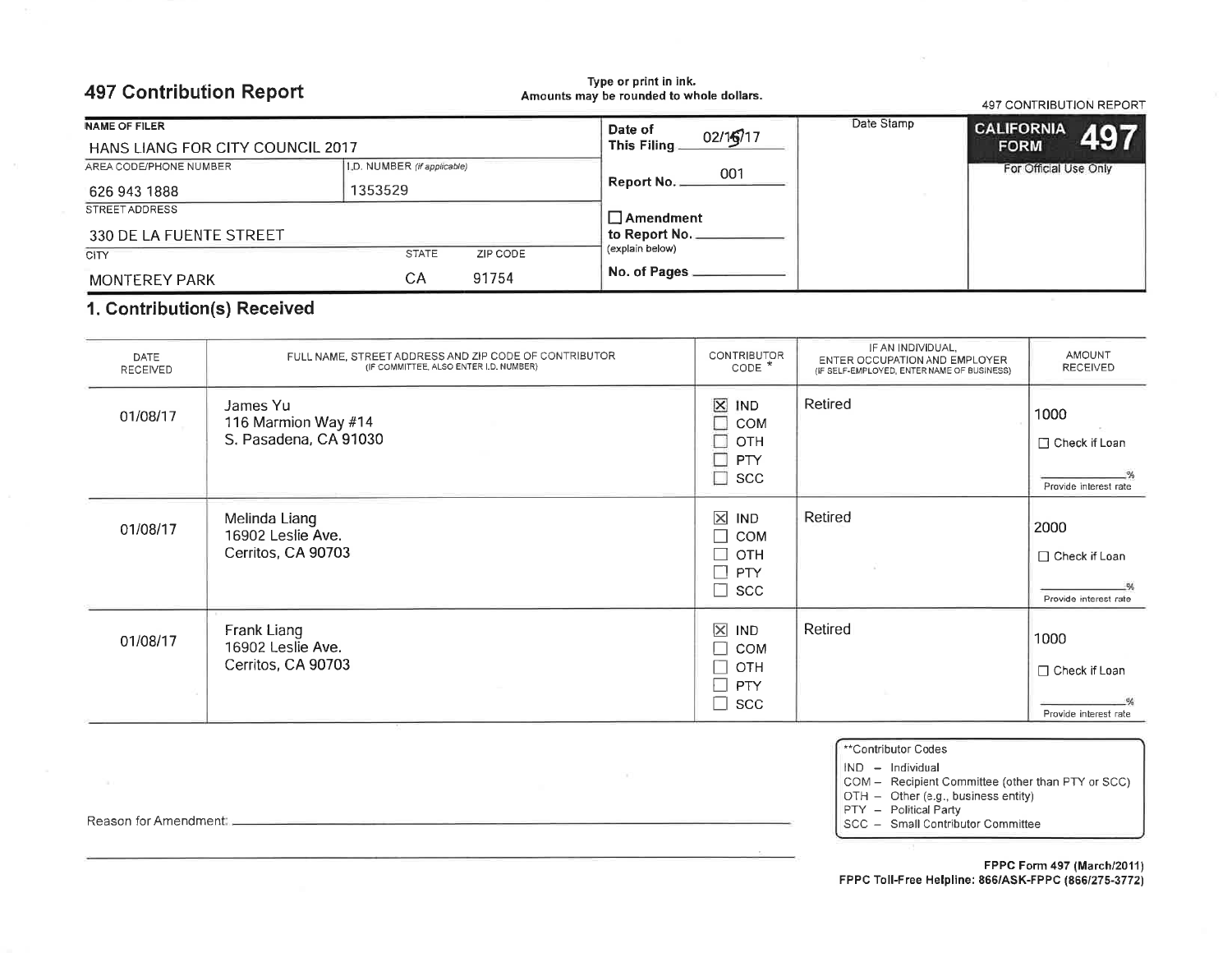# 497 Contribution Report

Type or print in ink.
Amounts may be rounded to whole dollars.

497 CONTRIBUTION REPORT

**CALIFORNIA FORM 497**

For Official Use Only

| NAME OF FILER | | | | |
|---|---|---|---|---|
| HANS LIANG FOR CITY COUNCIL 2017 | | | | |
| AREA CODE/PHONE NUMBER | I.D. NUMBER (if applicable) | | | |
| 626 943 1888 | 1353529 | | | |
| STREET ADDRESS | | | | |
| 330 DE LA FUENTE STREET | | | | |
| CITY | STATE | ZIP CODE | | |
| MONTEREY PARK | CA | 91754 | | |

**Date of This Filing** 02/15/17

**Report No.** 001

☐ **Amendment to Report No.** ____________ (explain below)

**No. of Pages** ____________

Date Stamp

## 1. Contribution(s) Received

| DATE RECEIVED | FULL NAME, STREET ADDRESS AND ZIP CODE OF CONTRIBUTOR (IF COMMITTEE, ALSO ENTER I.D. NUMBER) | CONTRIBUTOR CODE * | IF AN INDIVIDUAL, ENTER OCCUPATION AND EMPLOYER (IF SELF-EMPLOYED, ENTER NAME OF BUSINESS) | AMOUNT RECEIVED |
|---|---|---|---|---|
| 01/08/17 | James Yu<br>116 Marmion Way #14<br>S. Pasadena, CA 91030 | ☒ IND<br>☐ COM<br>☐ OTH<br>☐ PTY<br>☐ SCC | Retired | 1000<br>☐ Check if Loan<br>______% Provide interest rate |
| 01/08/17 | Melinda Liang<br>16902 Leslie Ave.<br>Cerritos, CA 90703 | ☒ IND<br>☐ COM<br>☐ OTH<br>☐ PTY<br>☐ SCC | Retired | 2000<br>☐ Check if Loan<br>______% Provide interest rate |
| 01/08/17 | Frank Liang<br>16902 Leslie Ave.<br>Cerritos, CA 90703 | ☒ IND<br>☐ COM<br>☐ OTH<br>☐ PTY<br>☐ SCC | Retired | 1000<br>☐ Check if Loan<br>______% Provide interest rate |

Reason for Amendment: ____________________________________________

**Contributor Codes
- IND – Individual
- COM – Recipient Committee (other than PTY or SCC)
- OTH – Other (e.g., business entity)
- PTY – Political Party
- SCC – Small Contributor Committee

**FPPC Form 497 (March/2011)**
**FPPC Toll-Free Helpline: 866/ASK-FPPC (866/275-3772)**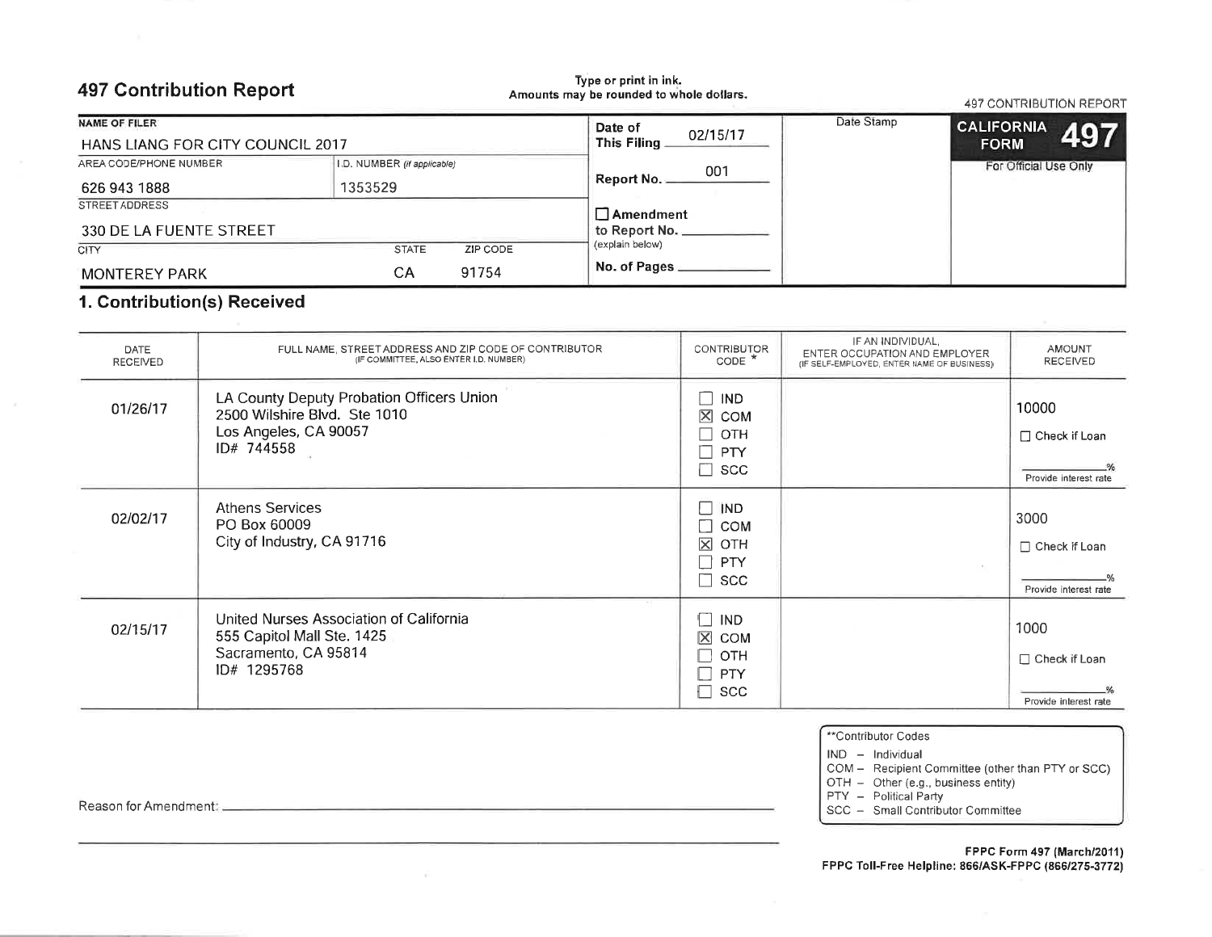# 497 Contribution Report

Type or print in ink.
Amounts may be rounded to whole dollars.

497 CONTRIBUTION REPORT

**CALIFORNIA FORM 497**

For Official Use Only

| | |
|---|---|
| NAME OF FILER | HANS LIANG FOR CITY COUNCIL 2017 |
| AREA CODE/PHONE NUMBER | 626 943 1888 |
| I.D. NUMBER (if applicable) | 1353529 |
| STREET ADDRESS | 330 DE LA FUENTE STREET |
| CITY | MONTEREY PARK |
| STATE | CA |
| ZIP CODE | 91754 |
| Date of This Filing | 02/15/17 |
| Report No. | 001 |
| ☐ Amendment to Report No. (explain below) | |
| No. of Pages | |
| Date Stamp | |

## 1. Contribution(s) Received

| DATE RECEIVED | FULL NAME, STREET ADDRESS AND ZIP CODE OF CONTRIBUTOR (IF COMMITTEE, ALSO ENTER I.D. NUMBER) | CONTRIBUTOR CODE * | IF AN INDIVIDUAL, ENTER OCCUPATION AND EMPLOYER (IF SELF-EMPLOYED, ENTER NAME OF BUSINESS) | AMOUNT RECEIVED |
|---|---|---|---|---|
| 01/26/17 | LA County Deputy Probation Officers Union<br>2500 Wilshire Blvd. Ste 1010<br>Los Angeles, CA 90057<br>ID# 744558 | ☐ IND<br>☒ COM<br>☐ OTH<br>☐ PTY<br>☐ SCC | | 10000<br>☐ Check if Loan<br>___% Provide interest rate |
| 02/02/17 | Athens Services<br>PO Box 60009<br>City of Industry, CA 91716 | ☐ IND<br>☐ COM<br>☒ OTH<br>☐ PTY<br>☐ SCC | | 3000<br>☐ Check if Loan<br>___% Provide interest rate |
| 02/15/17 | United Nurses Association of California<br>555 Capitol Mall Ste. 1425<br>Sacramento, CA 95814<br>ID# 1295768 | ☐ IND<br>☒ COM<br>☐ OTH<br>☐ PTY<br>☐ SCC | | 1000<br>☐ Check if Loan<br>___% Provide interest rate |

**Contributor Codes
- IND – Individual
- COM – Recipient Committee (other than PTY or SCC)
- OTH – Other (e.g., business entity)
- PTY – Political Party
- SCC – Small Contributor Committee

Reason for Amendment: ______________________________

**FPPC Form 497 (March/2011)**
**FPPC Toll-Free Helpline: 866/ASK-FPPC (866/275-3772)**